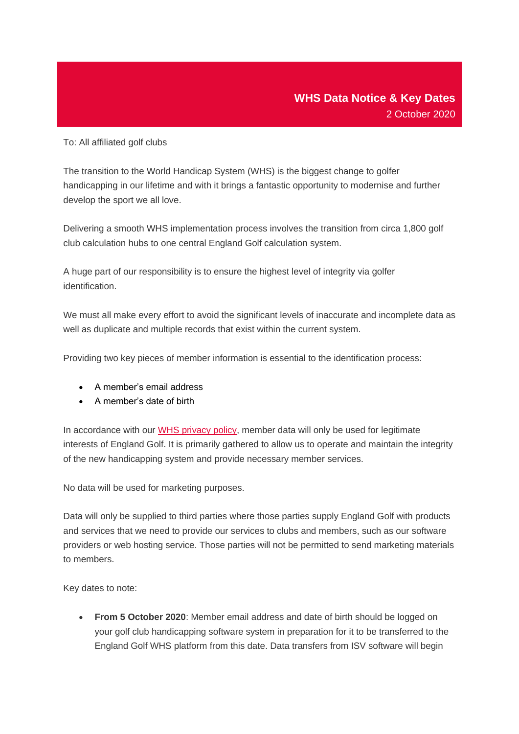# WHS Data Notice & Key Dates

2 October 2020

To: All affiliated golf clubs

The transition to the World Handicap System (WHS) is the biggest change to golfer handicapping in our lifetime and with it brings a fantastic opportunity to modernise and further develop the sport we all love.

Delivering a smooth WHS implementation process involves the transition from circa 1,800 golf club calculation hubs to one central England Golf calculation system.

A huge part of our responsibility is to ensure the highest level of integrity via golfer identification.

We must all make every effort to avoid the significant levels of inaccurate and incomplete data as well as duplicate and multiple records that exist within the current system.

Providing two key pieces of member information is essential to the identification process:

- A member's email address
- A member's date of birth

In accordance with our WHS privacy policy, member data will only be used for legitimate interests of England Golf. It is primarily gathered to allow us to operate and maintain the integrity of the new handicapping system and provide necessary member services.

No data will be used for marketing purposes.

Data will only be supplied to third parties where those parties supply England Golf with products and services that we need to provide our services to clubs and members, such as our software providers or web hosting service. Those parties will not be permitted to send marketing materials to members.

Key dates to note:

- **From 5 October 2020**: Member email address and date of birth should be logged on your golf club handicapping software system in preparation for it to be transferred to the England Golf WHS platform from this date. Data transfers from ISV software will begin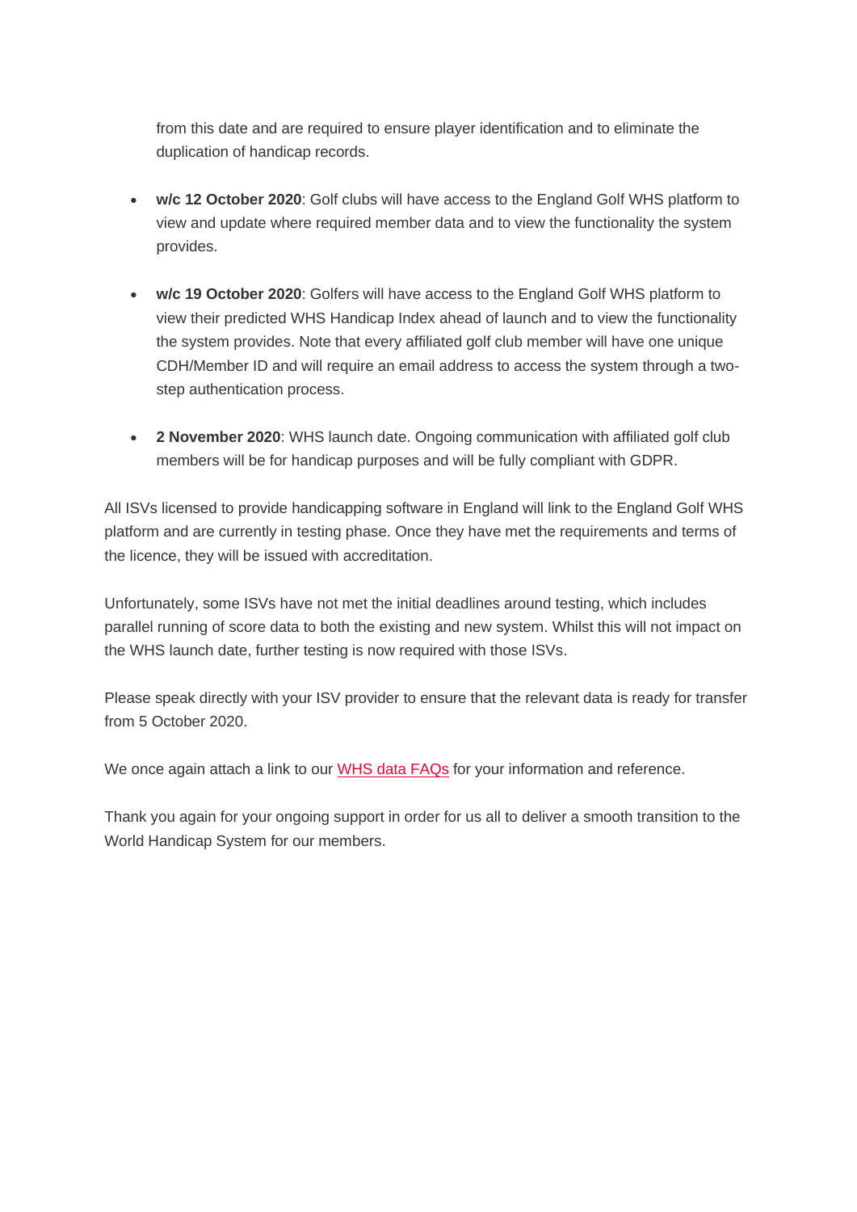from this date and are required to ensure player identification and to eliminate the duplication of handicap records.

- **w/c 12 October 2020**: Golf clubs will have access to the England Golf WHS platform to view and update where required member data and to view the functionality the system provides.

- **w/c 19 October 2020**: Golfers will have access to the England Golf WHS platform to view their predicted WHS Handicap Index ahead of launch and to view the functionality the system provides. Note that every affiliated golf club member will have one unique CDH/Member ID and will require an email address to access the system through a two-step authentication process.

- **2 November 2020**: WHS launch date. Ongoing communication with affiliated golf club members will be for handicap purposes and will be fully compliant with GDPR.

All ISVs licensed to provide handicapping software in England will link to the England Golf WHS platform and are currently in testing phase. Once they have met the requirements and terms of the licence, they will be issued with accreditation.

Unfortunately, some ISVs have not met the initial deadlines around testing, which includes parallel running of score data to both the existing and new system. Whilst this will not impact on the WHS launch date, further testing is now required with those ISVs.

Please speak directly with your ISV provider to ensure that the relevant data is ready for transfer from 5 October 2020.

We once again attach a link to our WHS data FAQs for your information and reference.

Thank you again for your ongoing support in order for us all to deliver a smooth transition to the World Handicap System for our members.